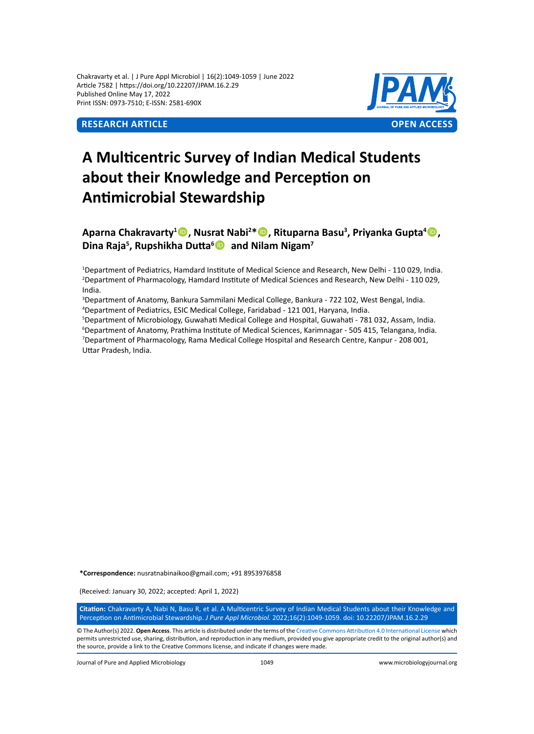Chakravarty et al. | J Pure Appl Microbiol | 16(2):1049-1059 | June 2022
Article 7582 | https://doi.org/10.22207/JPAM.16.2.29
Published Online May 17, 2022
Print ISSN: 0973-7510; E-ISSN: 2581-690X

**RESEARCH ARTICLE** **OPEN ACCESS**

# A Multicentric Survey of Indian Medical Students about their Knowledge and Perception on Antimicrobial Stewardship

**Aparna Chakravarty[1], Nusrat Nabi[2]\*, Rituparna Basu[3], Priyanka Gupta[4], Dina Raja[5], Rupshikha Dutta[6] and Nilam Nigam[7]**

[1]Department of Pediatrics, Hamdard Institute of Medical Science and Research, New Delhi - 110 029, India.
[2]Department of Pharmacology, Hamdard Institute of Medical Sciences and Research, New Delhi - 110 029, India.
[3]Department of Anatomy, Bankura Sammilani Medical College, Bankura - 722 102, West Bengal, India.
[4]Department of Pediatrics, ESIC Medical College, Faridabad - 121 001, Haryana, India.
[5]Department of Microbiology, Guwahati Medical College and Hospital, Guwahati - 781 032, Assam, India.
[6]Department of Anatomy, Prathima Institute of Medical Sciences, Karimnagar - 505 415, Telangana, India.
[7]Department of Pharmacology, Rama Medical College Hospital and Research Centre, Kanpur - 208 001, Uttar Pradesh, India.

**\*Correspondence:** nusratnabinaikoo@gmail.com; +91 8953976858

(Received: January 30, 2022; accepted: April 1, 2022)

**Citation:** Chakravarty A, Nabi N, Basu R, et al. A Multicentric Survey of Indian Medical Students about their Knowledge and Perception on Antimicrobial Stewardship. *J Pure Appl Microbiol.* 2022;16(2):1049-1059. doi: 10.22207/JPAM.16.2.29

© The Author(s) 2022. **Open Access**. This article is distributed under the terms of the Creative Commons Attribution 4.0 International License which permits unrestricted use, sharing, distribution, and reproduction in any medium, provided you give appropriate credit to the original author(s) and the source, provide a link to the Creative Commons license, and indicate if changes were made.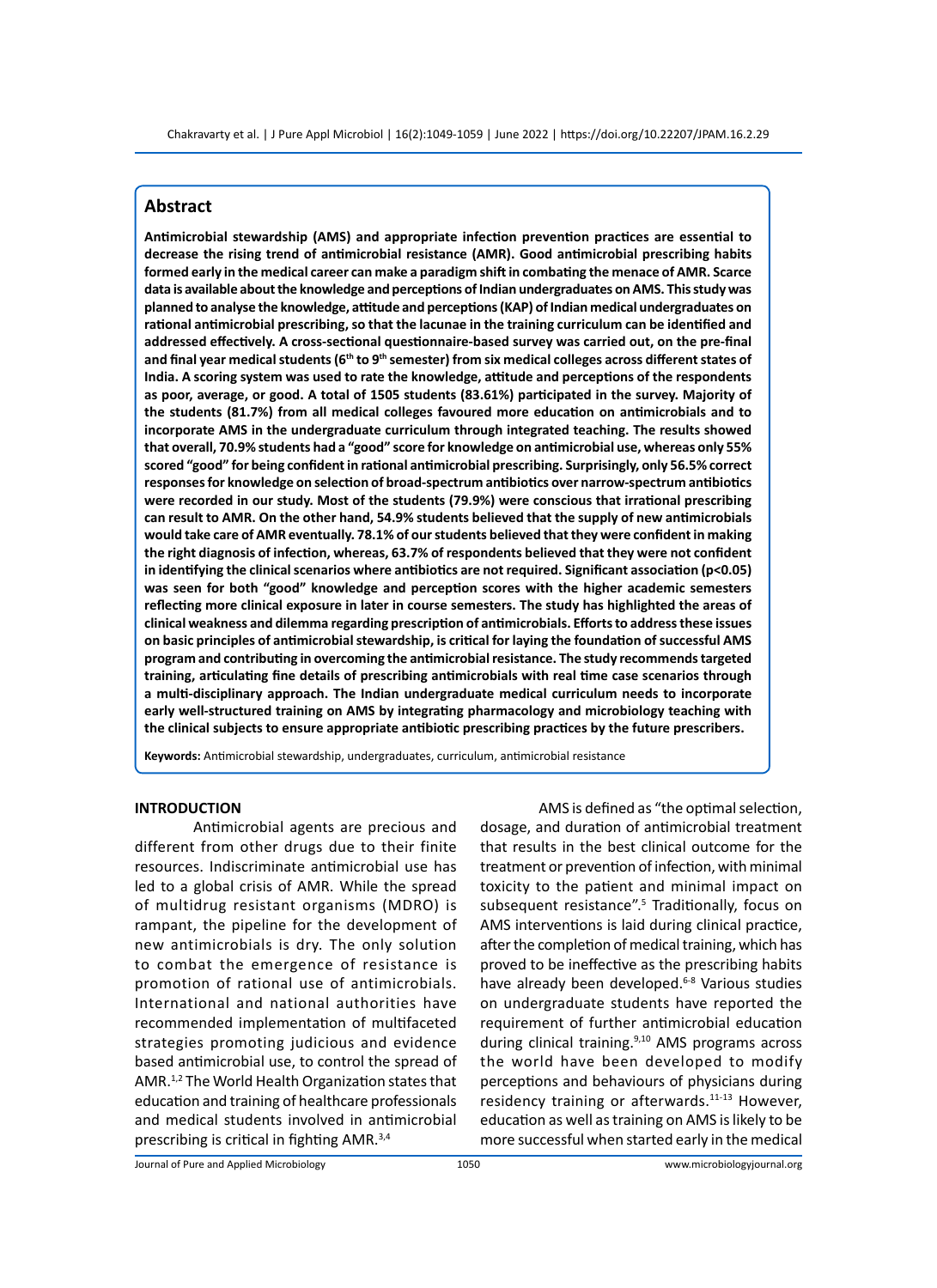## Abstract

**Antimicrobial stewardship (AMS) and appropriate infection prevention practices are essential to decrease the rising trend of antimicrobial resistance (AMR). Good antimicrobial prescribing habits formed early in the medical career can make a paradigm shift in combating the menace of AMR. Scarce data is available about the knowledge and perceptions of Indian undergraduates on AMS. This study was planned to analyse the knowledge, attitude and perceptions (KAP) of Indian medical undergraduates on rational antimicrobial prescribing, so that the lacunae in the training curriculum can be identified and addressed effectively. A cross-sectional questionnaire-based survey was carried out, on the pre-final and final year medical students (6th to 9th semester) from six medical colleges across different states of India. A scoring system was used to rate the knowledge, attitude and perceptions of the respondents as poor, average, or good. A total of 1505 students (83.61%) participated in the survey. Majority of the students (81.7%) from all medical colleges favoured more education on antimicrobials and to incorporate AMS in the undergraduate curriculum through integrated teaching. The results showed that overall, 70.9% students had a "good" score for knowledge on antimicrobial use, whereas only 55% scored "good" for being confident in rational antimicrobial prescribing. Surprisingly, only 56.5% correct responses for knowledge on selection of broad-spectrum antibiotics over narrow-spectrum antibiotics were recorded in our study. Most of the students (79.9%) were conscious that irrational prescribing can result to AMR. On the other hand, 54.9% students believed that the supply of new antimicrobials would take care of AMR eventually. 78.1% of our students believed that they were confident in making the right diagnosis of infection, whereas, 63.7% of respondents believed that they were not confident in identifying the clinical scenarios where antibiotics are not required. Significant association ($p<0.05$) was seen for both "good" knowledge and perception scores with the higher academic semesters reflecting more clinical exposure in later in course semesters. The study has highlighted the areas of clinical weakness and dilemma regarding prescription of antimicrobials. Efforts to address these issues on basic principles of antimicrobial stewardship, is critical for laying the foundation of successful AMS program and contributing in overcoming the antimicrobial resistance. The study recommends targeted training, articulating fine details of prescribing antimicrobials with real time case scenarios through a multi-disciplinary approach. The Indian undergraduate medical curriculum needs to incorporate early well-structured training on AMS by integrating pharmacology and microbiology teaching with the clinical subjects to ensure appropriate antibiotic prescribing practices by the future prescribers.**

**Keywords:** Antimicrobial stewardship, undergraduates, curriculum, antimicrobial resistance

## INTRODUCTION

Antimicrobial agents are precious and different from other drugs due to their finite resources. Indiscriminate antimicrobial use has led to a global crisis of AMR. While the spread of multidrug resistant organisms (MDRO) is rampant, the pipeline for the development of new antimicrobials is dry. The only solution to combat the emergence of resistance is promotion of rational use of antimicrobials. International and national authorities have recommended implementation of multifaceted strategies promoting judicious and evidence based antimicrobial use, to control the spread of AMR.[1,2] The World Health Organization states that education and training of healthcare professionals and medical students involved in antimicrobial prescribing is critical in fighting AMR.[3,4]

AMS is defined as "the optimal selection, dosage, and duration of antimicrobial treatment that results in the best clinical outcome for the treatment or prevention of infection, with minimal toxicity to the patient and minimal impact on subsequent resistance".[5] Traditionally, focus on AMS interventions is laid during clinical practice, after the completion of medical training, which has proved to be ineffective as the prescribing habits have already been developed.[6-8] Various studies on undergraduate students have reported the requirement of further antimicrobial education during clinical training.[9,10] AMS programs across the world have been developed to modify perceptions and behaviours of physicians during residency training or afterwards.[11-13] However, education as well as training on AMS is likely to be more successful when started early in the medical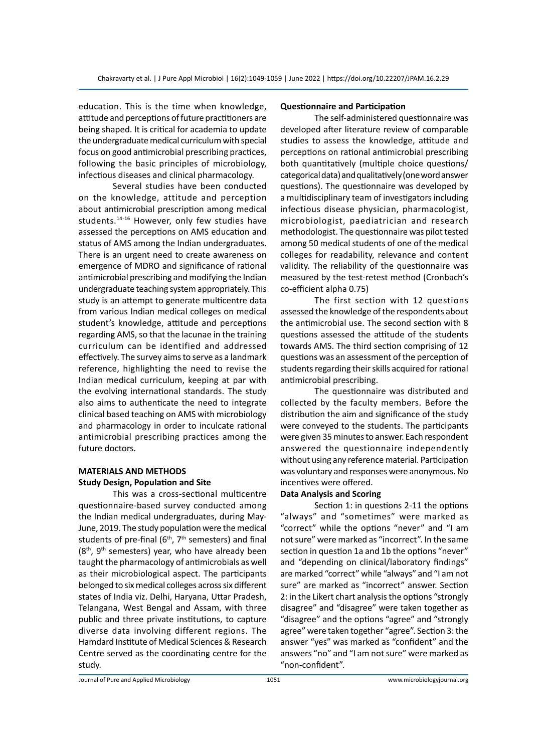education. This is the time when knowledge, attitude and perceptions of future practitioners are being shaped. It is critical for academia to update the undergraduate medical curriculum with special focus on good antimicrobial prescribing practices, following the basic principles of microbiology, infectious diseases and clinical pharmacology.

Several studies have been conducted on the knowledge, attitude and perception about antimicrobial prescription among medical students.[14-16] However, only few studies have assessed the perceptions on AMS education and status of AMS among the Indian undergraduates. There is an urgent need to create awareness on emergence of MDRO and significance of rational antimicrobial prescribing and modifying the Indian undergraduate teaching system appropriately. This study is an attempt to generate multicentre data from various Indian medical colleges on medical student's knowledge, attitude and perceptions regarding AMS, so that the lacunae in the training curriculum can be identified and addressed effectively. The survey aims to serve as a landmark reference, highlighting the need to revise the Indian medical curriculum, keeping at par with the evolving international standards. The study also aims to authenticate the need to integrate clinical based teaching on AMS with microbiology and pharmacology in order to inculcate rational antimicrobial prescribing practices among the future doctors.

## MATERIALS AND METHODS

### Study Design, Population and Site

This was a cross-sectional multicentre questionnaire-based survey conducted among the Indian medical undergraduates, during May-June, 2019. The study population were the medical students of pre-final (6th, 7th semesters) and final (8th, 9th semesters) year, who have already been taught the pharmacology of antimicrobials as well as their microbiological aspect. The participants belonged to six medical colleges across six different states of India viz. Delhi, Haryana, Uttar Pradesh, Telangana, West Bengal and Assam, with three public and three private institutions, to capture diverse data involving different regions. The Hamdard Institute of Medical Sciences & Research Centre served as the coordinating centre for the study.

### Questionnaire and Participation

The self-administered questionnaire was developed after literature review of comparable studies to assess the knowledge, attitude and perceptions on rational antimicrobial prescribing both quantitatively (multiple choice questions/categorical data) and qualitatively (one word answer questions). The questionnaire was developed by a multidisciplinary team of investigators including infectious disease physician, pharmacologist, microbiologist, paediatrician and research methodologist. The questionnaire was pilot tested among 50 medical students of one of the medical colleges for readability, relevance and content validity. The reliability of the questionnaire was measured by the test-retest method (Cronbach's co-efficient alpha 0.75)

The first section with 12 questions assessed the knowledge of the respondents about the antimicrobial use. The second section with 8 questions assessed the attitude of the students towards AMS. The third section comprising of 12 questions was an assessment of the perception of students regarding their skills acquired for rational antimicrobial prescribing.

The questionnaire was distributed and collected by the faculty members. Before the distribution the aim and significance of the study were conveyed to the students. The participants were given 35 minutes to answer. Each respondent answered the questionnaire independently without using any reference material. Participation was voluntary and responses were anonymous. No incentives were offered.

### Data Analysis and Scoring

Section 1: in questions 2-11 the options "always" and "sometimes" were marked as "correct" while the options "never" and "I am not sure" were marked as "incorrect". In the same section in question 1a and 1b the options "never" and "depending on clinical/laboratory findings" are marked "correct" while "always" and "I am not sure" are marked as "incorrect" answer. Section 2: in the Likert chart analysis the options "strongly disagree" and "disagree" were taken together as "disagree" and the options "agree" and "strongly agree" were taken together "agree". Section 3: the answer "yes" was marked as "confident" and the answers "no" and "I am not sure" were marked as "non-confident".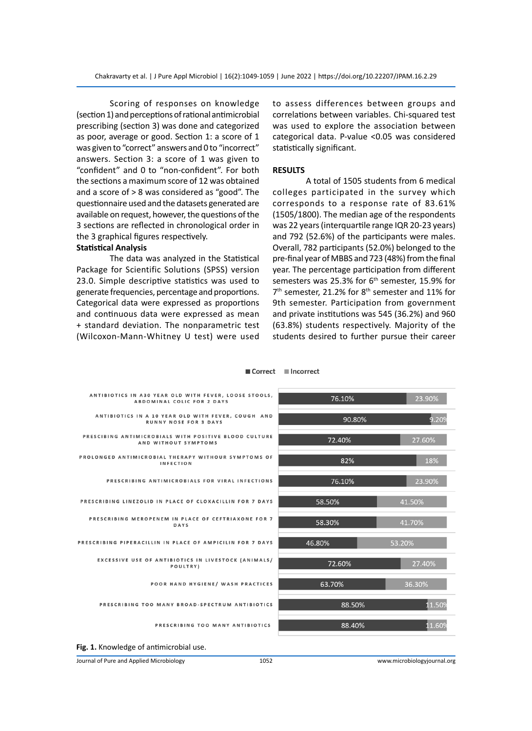Scoring of responses on knowledge (section 1) and perceptions of rational antimicrobial prescribing (section 3) was done and categorized as poor, average or good. Section 1: a score of 1 was given to "correct" answers and 0 to "incorrect" answers. Section 3: a score of 1 was given to "confident" and 0 to "non-confident". For both the sections a maximum score of 12 was obtained and a score of > 8 was considered as "good". The questionnaire used and the datasets generated are available on request, however, the questions of the 3 sections are reflected in chronological order in the 3 graphical figures respectively.

### Statistical Analysis

The data was analyzed in the Statistical Package for Scientific Solutions (SPSS) version 23.0. Simple descriptive statistics was used to generate frequencies, percentage and proportions. Categorical data were expressed as proportions and continuous data were expressed as mean + standard deviation. The nonparametric test (Wilcoxon-Mann-Whitney U test) were used to assess differences between groups and correlations between variables. Chi-squared test was used to explore the association between categorical data. P-value <0.05 was considered statistically significant.

## RESULTS

A total of 1505 students from 6 medical colleges participated in the survey which corresponds to a response rate of 83.61% (1505/1800). The median age of the respondents was 22 years (interquartile range IQR 20-23 years) and 792 (52.6%) of the participants were males. Overall, 782 participants (52.0%) belonged to the pre-final year of MBBS and 723 (48%) from the final year. The percentage participation from different semesters was 25.3% for 6th semester, 15.9% for 7th semester, 21.2% for 8th semester and 11% for 9th semester. Participation from government and private institutions was 545 (36.2%) and 960 (63.8%) students respectively. Majority of the students desired to further pursue their career

| Item | Correct | Incorrect |
|---|---|---|
| Antibiotics in a30 year old with fever, loose stools, abdominal colic for 2 days | 76.10% | 23.90% |
| Antibiotics in a 10 year old with fever, cough and runny nose for 3 days | 90.80% | 9.20% |
| Prescibing antimicrobials with positive blood culture and without symptoms | 72.40% | 27.60% |
| Prolonged antimicrobial therapy withour symptoms of infection | 82% | 18% |
| Prescribing antimicrobials for viral infections | 76.10% | 23.90% |
| Prescribing linezolid in place of cloxacillin for 7 days | 58.50% | 41.50% |
| Prescribing meropenem in place of ceftriaxone for 7 days | 58.30% | 41.70% |
| Prescribing piperacillin in place of ampicilin for 7 days | 46.80% | 53.20% |
| Excessive use of antibiotics in livestock (animals/ poultry) | 72.60% | 27.40% |
| Poor hand hygiene/ wash practices | 63.70% | 36.30% |
| Prescribing too many broad-spectrum antibiotics | 88.50% | 11.50% |
| Prescribing too many antibiotics | 88.40% | 11.60% |

**Fig. 1.** Knowledge of antimicrobial use.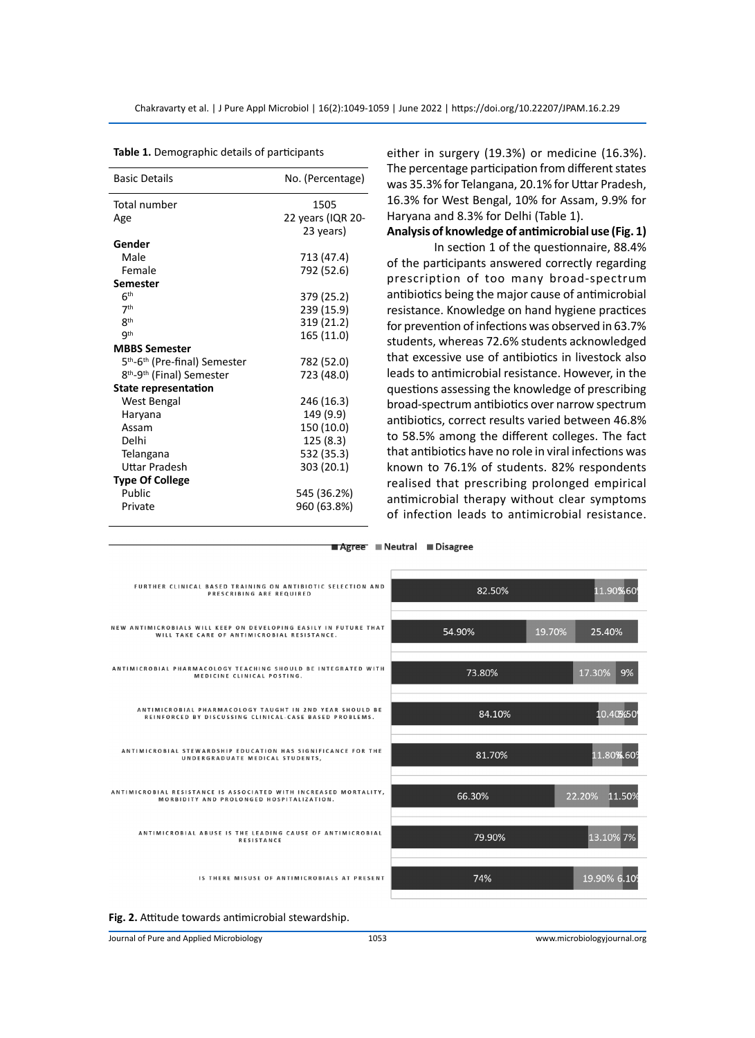**Table 1.** Demographic details of participants

| Basic Details | No. (Percentage) |
|---|---|
| Total number | 1505 |
| Age | 22 years (IQR 20-23 years) |
| **Gender** | |
| Male | 713 (47.4) |
| Female | 792 (52.6) |
| **Semester** | |
| 6th | 379 (25.2) |
| 7th | 239 (15.9) |
| 8th | 319 (21.2) |
| 9th | 165 (11.0) |
| **MBBS Semester** | |
| 5th-6th (Pre-final) Semester | 782 (52.0) |
| 8th-9th (Final) Semester | 723 (48.0) |
| **State representation** | |
| West Bengal | 246 (16.3) |
| Haryana | 149 (9.9) |
| Assam | 150 (10.0) |
| Delhi | 125 (8.3) |
| Telangana | 532 (35.3) |
| Uttar Pradesh | 303 (20.1) |
| **Type Of College** | |
| Public | 545 (36.2%) |
| Private | 960 (63.8%) |

either in surgery (19.3%) or medicine (16.3%). The percentage participation from different states was 35.3% for Telangana, 20.1% for Uttar Pradesh, 16.3% for West Bengal, 10% for Assam, 9.9% for Haryana and 8.3% for Delhi (Table 1).

**Analysis of knowledge of antimicrobial use (Fig. 1)**

In section 1 of the questionnaire, 88.4% of the participants answered correctly regarding prescription of too many broad-spectrum antibiotics being the major cause of antimicrobial resistance. Knowledge on hand hygiene practices for prevention of infections was observed in 63.7% students, whereas 72.6% students acknowledged that excessive use of antibiotics in livestock also leads to antimicrobial resistance. However, in the questions assessing the knowledge of prescribing broad-spectrum antibiotics over narrow spectrum antibiotics, correct results varied between 46.8% to 58.5% among the different colleges. The fact that antibiotics have no role in viral infections was known to 76.1% of students. 82% respondents realised that prescribing prolonged empirical antimicrobial therapy without clear symptoms of infection leads to antimicrobial resistance.

| Statement | Agree | Neutral | Disagree |
|---|---|---|---|
| Further clinical based training on antibiotic selection and prescribing are required | 82.50% | 11.90% | 5.60% |
| New antimicrobials will keep on developing easily in future that will take care of antimicrobial resistance. | 54.90% | 19.70% | 25.40% |
| Antimicrobial pharmacology teaching should be integrated with medicine clinical posting. | 73.80% | 17.30% | 9% |
| Antimicrobial pharmacology taught in 2nd year should be reinforced by discussing clinical-case based problems. | 84.10% | 10.40% | 5.50% |
| Antimicrobial stewardship education has significance for the undergraduate medical students, | 81.70% | 11.80% | 6.60% |
| Antimicrobial resistance is associated with increased mortality, morbidity and prolonged hospitalization. | 66.30% | 22.20% | 11.50% |
| Antimicrobial abuse is the leading cause of antimicrobial resistance | 79.90% | 13.10% | 7% |
| Is there misuse of antimicrobials at present | 74% | 19.90% | 6.10% |

**Fig. 2.** Attitude towards antimicrobial stewardship.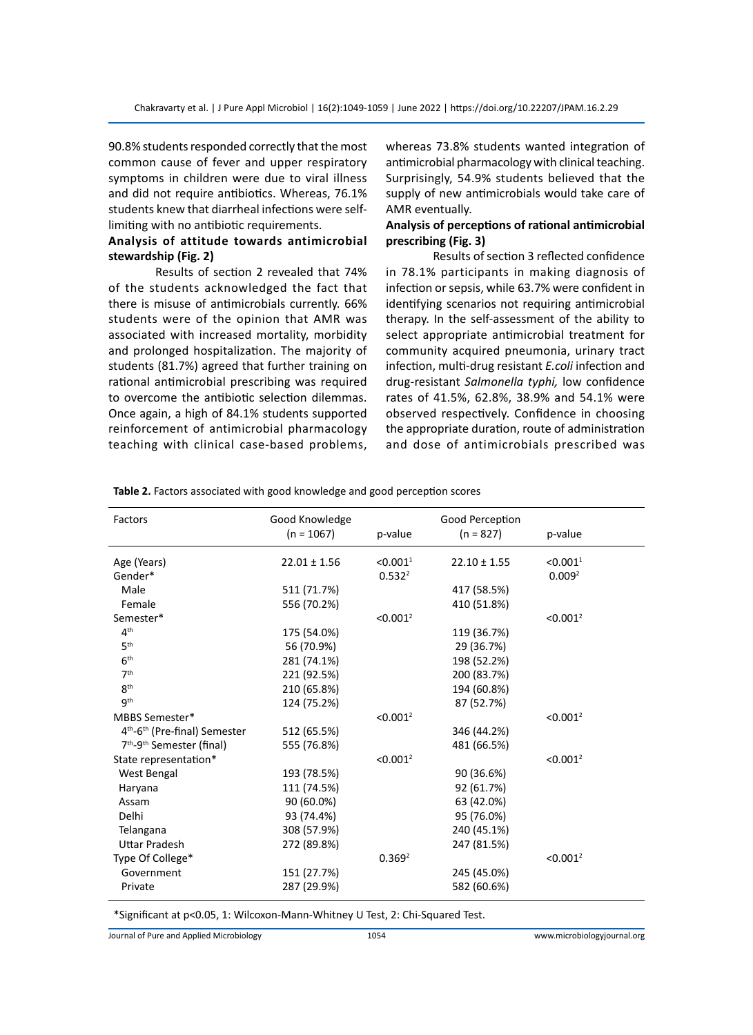90.8% students responded correctly that the most common cause of fever and upper respiratory symptoms in children were due to viral illness and did not require antibiotics. Whereas, 76.1% students knew that diarrheal infections were self-limiting with no antibiotic requirements.

### Analysis of attitude towards antimicrobial stewardship (Fig. 2)

Results of section 2 revealed that 74% of the students acknowledged the fact that there is misuse of antimicrobials currently. 66% students were of the opinion that AMR was associated with increased mortality, morbidity and prolonged hospitalization. The majority of students (81.7%) agreed that further training on rational antimicrobial prescribing was required to overcome the antibiotic selection dilemmas. Once again, a high of 84.1% students supported reinforcement of antimicrobial pharmacology teaching with clinical case-based problems, whereas 73.8% students wanted integration of antimicrobial pharmacology with clinical teaching. Surprisingly, 54.9% students believed that the supply of new antimicrobials would take care of AMR eventually.

### Analysis of perceptions of rational antimicrobial prescribing (Fig. 3)

Results of section 3 reflected confidence in 78.1% participants in making diagnosis of infection or sepsis, while 63.7% were confident in identifying scenarios not requiring antimicrobial therapy. In the self-assessment of the ability to select appropriate antimicrobial treatment for community acquired pneumonia, urinary tract infection, multi-drug resistant *E.coli* infection and drug-resistant *Salmonella typhi,* low confidence rates of 41.5%, 62.8%, 38.9% and 54.1% were observed respectively. Confidence in choosing the appropriate duration, route of administration and dose of antimicrobials prescribed was

**Table 2.** Factors associated with good knowledge and good perception scores

| Factors | Good Knowledge (n = 1067) | p-value | Good Perception (n = 827) | p-value |
|---|---|---|---|---|
| Age (Years) | 22.01 ± 1.56 | <0.001[1] | 22.10 ± 1.55 | <0.001[1] |
| Gender* | | 0.532[2] | | 0.009[2] |
| Male | 511 (71.7%) | | 417 (58.5%) | |
| Female | 556 (70.2%) | | 410 (51.8%) | |
| Semester* | | <0.001[2] | | <0.001[2] |
| 4th | 175 (54.0%) | | 119 (36.7%) | |
| 5th | 56 (70.9%) | | 29 (36.7%) | |
| 6th | 281 (74.1%) | | 198 (52.2%) | |
| 7th | 221 (92.5%) | | 200 (83.7%) | |
| 8th | 210 (65.8%) | | 194 (60.8%) | |
| 9th | 124 (75.2%) | | 87 (52.7%) | |
| MBBS Semester* | | <0.001[2] | | <0.001[2] |
| 4th-6th (Pre-final) Semester | 512 (65.5%) | | 346 (44.2%) | |
| 7th-9th Semester (final) | 555 (76.8%) | | 481 (66.5%) | |
| State representation* | | <0.001[2] | | <0.001[2] |
| West Bengal | 193 (78.5%) | | 90 (36.6%) | |
| Haryana | 111 (74.5%) | | 92 (61.7%) | |
| Assam | 90 (60.0%) | | 63 (42.0%) | |
| Delhi | 93 (74.4%) | | 95 (76.0%) | |
| Telangana | 308 (57.9%) | | 240 (45.1%) | |
| Uttar Pradesh | 272 (89.8%) | | 247 (81.5%) | |
| Type Of College* | | 0.369[2] | | <0.001[2] |
| Government | 151 (27.7%) | | 245 (45.0%) | |
| Private | 287 (29.9%) | | 582 (60.6%) | |

*Significant at p<0.05, 1: Wilcoxon-Mann-Whitney U Test, 2: Chi-Squared Test.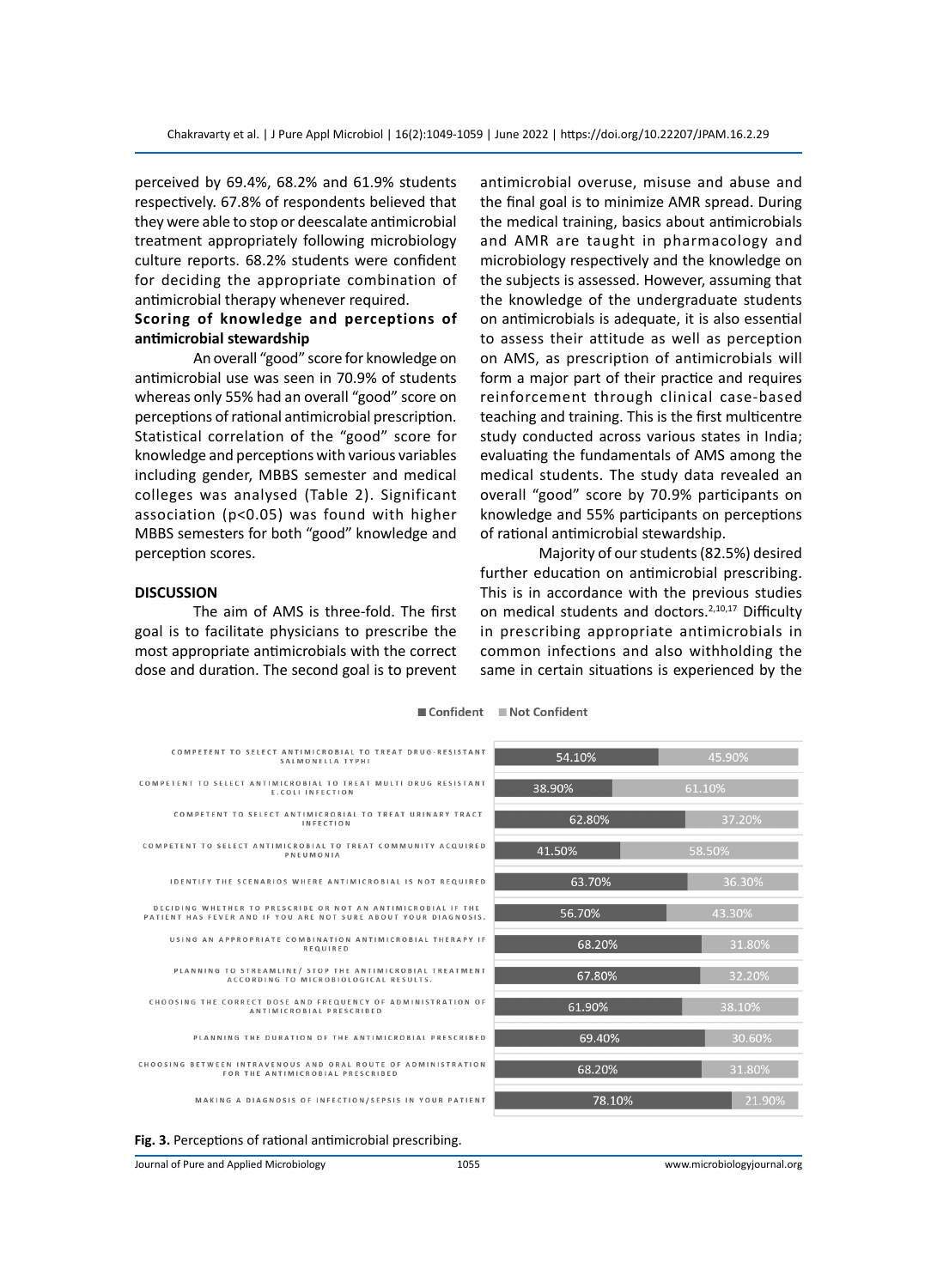perceived by 69.4%, 68.2% and 61.9% students respectively. 67.8% of respondents believed that they were able to stop or deescalate antimicrobial treatment appropriately following microbiology culture reports. 68.2% students were confident for deciding the appropriate combination of antimicrobial therapy whenever required.

**Scoring of knowledge and perceptions of antimicrobial stewardship**

An overall "good" score for knowledge on antimicrobial use was seen in 70.9% of students whereas only 55% had an overall "good" score on perceptions of rational antimicrobial prescription. Statistical correlation of the "good" score for knowledge and perceptions with various variables including gender, MBBS semester and medical colleges was analysed (Table 2). Significant association ($p<0.05$) was found with higher MBBS semesters for both "good" knowledge and perception scores.

## DISCUSSION

The aim of AMS is three-fold. The first goal is to facilitate physicians to prescribe the most appropriate antimicrobials with the correct dose and duration. The second goal is to prevent antimicrobial overuse, misuse and abuse and the final goal is to minimize AMR spread. During the medical training, basics about antimicrobials and AMR are taught in pharmacology and microbiology respectively and the knowledge on the subjects is assessed. However, assuming that the knowledge of the undergraduate students on antimicrobials is adequate, it is also essential to assess their attitude as well as perception on AMS, as prescription of antimicrobials will form a major part of their practice and requires reinforcement through clinical case-based teaching and training. This is the first multicentre study conducted across various states in India; evaluating the fundamentals of AMS among the medical students. The study data revealed an overall "good" score by 70.9% participants on knowledge and 55% participants on perceptions of rational antimicrobial stewardship.

Majority of our students (82.5%) desired further education on antimicrobial prescribing. This is in accordance with the previous studies on medical students and doctors.[2,10,17] Difficulty in prescribing appropriate antimicrobials in common infections and also withholding the same in certain situations is experienced by the

| | Confident | Not Confident |
|---|---|---|
| Competent to select antimicrobial to treat drug-resistant Salmonella typhi | 54.10% | 45.90% |
| Competent to select antimicrobial to treat multi drug resistant E.coli infection | 38.90% | 61.10% |
| Competent to select antimicrobial to treat urinary tract infection | 62.80% | 37.20% |
| Competent to select antimicrobial to treat community acquired pneumonia | 41.50% | 58.50% |
| Identify the scenarios where antimicrobial is not required | 63.70% | 36.30% |
| Deciding whether to prescribe or not an antimicrobial if the patient has fever and if you are not sure about your diagnosis. | 56.70% | 43.30% |
| Using an appropriate combination antimicrobial therapy if required | 68.20% | 31.80% |
| Planning to streamline/ stop the antimicrobial treatment according to microbiological results. | 67.80% | 32.20% |
| Choosing the correct dose and frequency of administration of antimicrobial prescribed | 61.90% | 38.10% |
| Planning the duration of the antimicrobial prescribed | 69.40% | 30.60% |
| Choosing between intravenous and oral route of administration for the antimicrobial prescribed | 68.20% | 31.80% |
| Making a diagnosis of infection/sepsis in your patient | 78.10% | 21.90% |

**Fig. 3.** Perceptions of rational antimicrobial prescribing.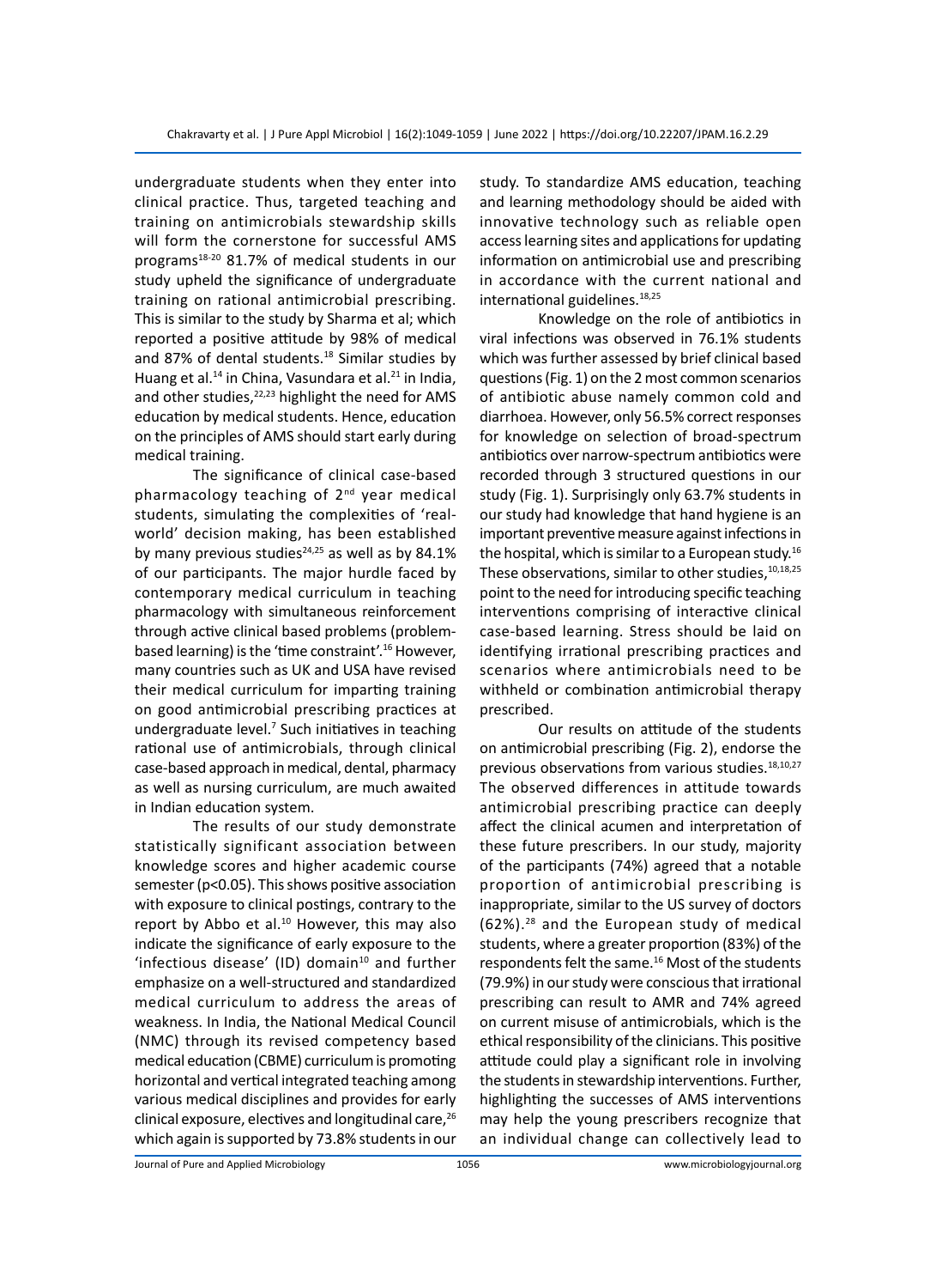undergraduate students when they enter into clinical practice. Thus, targeted teaching and training on antimicrobials stewardship skills will form the cornerstone for successful AMS programs[18-20] 81.7% of medical students in our study upheld the significance of undergraduate training on rational antimicrobial prescribing. This is similar to the study by Sharma et al; which reported a positive attitude by 98% of medical and 87% of dental students.[18] Similar studies by Huang et al.[14] in China, Vasundara et al.[21] in India, and other studies,[22,23] highlight the need for AMS education by medical students. Hence, education on the principles of AMS should start early during medical training.

The significance of clinical case-based pharmacology teaching of 2nd year medical students, simulating the complexities of 'real-world' decision making, has been established by many previous studies[24,25] as well as by 84.1% of our participants. The major hurdle faced by contemporary medical curriculum in teaching pharmacology with simultaneous reinforcement through active clinical based problems (problem-based learning) is the 'time constraint'.[16] However, many countries such as UK and USA have revised their medical curriculum for imparting training on good antimicrobial prescribing practices at undergraduate level.[7] Such initiatives in teaching rational use of antimicrobials, through clinical case-based approach in medical, dental, pharmacy as well as nursing curriculum, are much awaited in Indian education system.

The results of our study demonstrate statistically significant association between knowledge scores and higher academic course semester ($p<0.05$). This shows positive association with exposure to clinical postings, contrary to the report by Abbo et al.[10] However, this may also indicate the significance of early exposure to the 'infectious disease' (ID) domain[10] and further emphasize on a well-structured and standardized medical curriculum to address the areas of weakness. In India, the National Medical Council (NMC) through its revised competency based medical education (CBME) curriculum is promoting horizontal and vertical integrated teaching among various medical disciplines and provides for early clinical exposure, electives and longitudinal care,[26] which again is supported by 73.8% students in our study. To standardize AMS education, teaching and learning methodology should be aided with innovative technology such as reliable open access learning sites and applications for updating information on antimicrobial use and prescribing in accordance with the current national and international guidelines.[18,25]

Knowledge on the role of antibiotics in viral infections was observed in 76.1% students which was further assessed by brief clinical based questions (Fig. 1) on the 2 most common scenarios of antibiotic abuse namely common cold and diarrhoea. However, only 56.5% correct responses for knowledge on selection of broad-spectrum antibiotics over narrow-spectrum antibiotics were recorded through 3 structured questions in our study (Fig. 1). Surprisingly only 63.7% students in our study had knowledge that hand hygiene is an important preventive measure against infections in the hospital, which is similar to a European study.[16] These observations, similar to other studies,[10,18,25] point to the need for introducing specific teaching interventions comprising of interactive clinical case-based learning. Stress should be laid on identifying irrational prescribing practices and scenarios where antimicrobials need to be withheld or combination antimicrobial therapy prescribed.

Our results on attitude of the students on antimicrobial prescribing (Fig. 2), endorse the previous observations from various studies.[18,10,27] The observed differences in attitude towards antimicrobial prescribing practice can deeply affect the clinical acumen and interpretation of these future prescribers. In our study, majority of the participants (74%) agreed that a notable proportion of antimicrobial prescribing is inappropriate, similar to the US survey of doctors (62%).[28] and the European study of medical students, where a greater proportion (83%) of the respondents felt the same.[16] Most of the students (79.9%) in our study were conscious that irrational prescribing can result to AMR and 74% agreed on current misuse of antimicrobials, which is the ethical responsibility of the clinicians. This positive attitude could play a significant role in involving the students in stewardship interventions. Further, highlighting the successes of AMS interventions may help the young prescribers recognize that an individual change can collectively lead to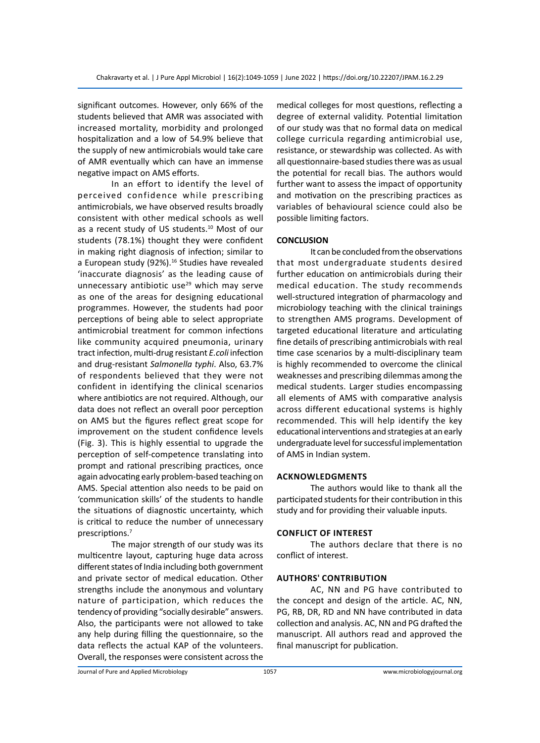significant outcomes. However, only 66% of the students believed that AMR was associated with increased mortality, morbidity and prolonged hospitalization and a low of 54.9% believe that the supply of new antimicrobials would take care of AMR eventually which can have an immense negative impact on AMS efforts.

In an effort to identify the level of perceived confidence while prescribing antimicrobials, we have observed results broadly consistent with other medical schools as well as a recent study of US students.[10] Most of our students (78.1%) thought they were confident in making right diagnosis of infection; similar to a European study (92%).[16] Studies have revealed 'inaccurate diagnosis' as the leading cause of unnecessary antibiotic use[29] which may serve as one of the areas for designing educational programmes. However, the students had poor perceptions of being able to select appropriate antimicrobial treatment for common infections like community acquired pneumonia, urinary tract infection, multi-drug resistant *E.coli* infection and drug-resistant *Salmonella typhi*. Also, 63.7% of respondents believed that they were not confident in identifying the clinical scenarios where antibiotics are not required. Although, our data does not reflect an overall poor perception on AMS but the figures reflect great scope for improvement on the student confidence levels (Fig. 3). This is highly essential to upgrade the perception of self-competence translating into prompt and rational prescribing practices, once again advocating early problem-based teaching on AMS. Special attention also needs to be paid on 'communication skills' of the students to handle the situations of diagnostic uncertainty, which is critical to reduce the number of unnecessary prescriptions.[7]

The major strength of our study was its multicentre layout, capturing huge data across different states of India including both government and private sector of medical education. Other strengths include the anonymous and voluntary nature of participation, which reduces the tendency of providing "socially desirable" answers. Also, the participants were not allowed to take any help during filling the questionnaire, so the data reflects the actual KAP of the volunteers. Overall, the responses were consistent across the medical colleges for most questions, reflecting a degree of external validity. Potential limitation of our study was that no formal data on medical college curricula regarding antimicrobial use, resistance, or stewardship was collected. As with all questionnaire-based studies there was as usual the potential for recall bias. The authors would further want to assess the impact of opportunity and motivation on the prescribing practices as variables of behavioural science could also be possible limiting factors.

## CONCLUSION

It can be concluded from the observations that most undergraduate students desired further education on antimicrobials during their medical education. The study recommends well-structured integration of pharmacology and microbiology teaching with the clinical trainings to strengthen AMS programs. Development of targeted educational literature and articulating fine details of prescribing antimicrobials with real time case scenarios by a multi-disciplinary team is highly recommended to overcome the clinical weaknesses and prescribing dilemmas among the medical students. Larger studies encompassing all elements of AMS with comparative analysis across different educational systems is highly recommended. This will help identify the key educational interventions and strategies at an early undergraduate level for successful implementation of AMS in Indian system.

## ACKNOWLEDGMENTS

The authors would like to thank all the participated students for their contribution in this study and for providing their valuable inputs.

## CONFLICT OF INTEREST

The authors declare that there is no conflict of interest.

## AUTHORS' CONTRIBUTION

AC, NN and PG have contributed to the concept and design of the article. AC, NN, PG, RB, DR, RD and NN have contributed in data collection and analysis. AC, NN and PG drafted the manuscript. All authors read and approved the final manuscript for publication.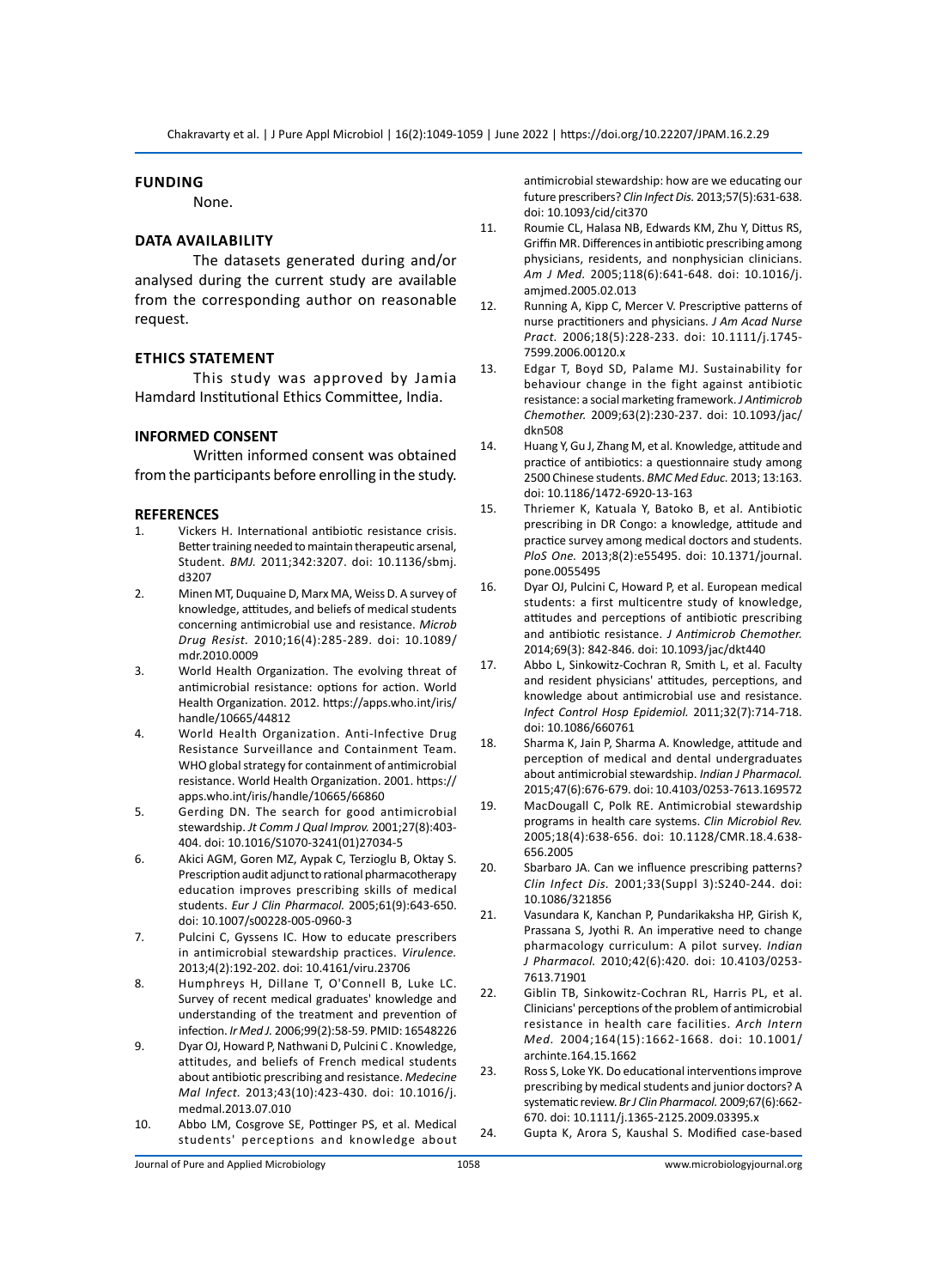## FUNDING

None.

## DATA AVAILABILITY

The datasets generated during and/or analysed during the current study are available from the corresponding author on reasonable request.

## ETHICS STATEMENT

This study was approved by Jamia Hamdard Institutional Ethics Committee, India.

## INFORMED CONSENT

Written informed consent was obtained from the participants before enrolling in the study.

## REFERENCES

1. Vickers H. International antibiotic resistance crisis. Better training needed to maintain therapeutic arsenal, Student. *BMJ.* 2011;342:3207. doi: 10.1136/sbmj.d3207
2. Minen MT, Duquaine D, Marx MA, Weiss D. A survey of knowledge, attitudes, and beliefs of medical students concerning antimicrobial use and resistance. *Microb Drug Resist.* 2010;16(4):285-289. doi: 10.1089/mdr.2010.0009
3. World Health Organization. The evolving threat of antimicrobial resistance: options for action. World Health Organization. 2012. https://apps.who.int/iris/handle/10665/44812
4. World Health Organization. Anti-Infective Drug Resistance Surveillance and Containment Team. WHO global strategy for containment of antimicrobial resistance. World Health Organization. 2001. https://apps.who.int/iris/handle/10665/66860
5. Gerding DN. The search for good antimicrobial stewardship. *Jt Comm J Qual Improv.* 2001;27(8):403-404. doi: 10.1016/S1070-3241(01)27034-5
6. Akici AGM, Goren MZ, Aypak C, Terzioglu B, Oktay S. Prescription audit adjunct to rational pharmacotherapy education improves prescribing skills of medical students. *Eur J Clin Pharmacol.* 2005;61(9):643-650. doi: 10.1007/s00228-005-0960-3
7. Pulcini C, Gyssens IC. How to educate prescribers in antimicrobial stewardship practices. *Virulence.* 2013;4(2):192-202. doi: 10.4161/viru.23706
8. Humphreys H, Dillane T, O'Connell B, Luke LC. Survey of recent medical graduates' knowledge and understanding of the treatment and prevention of infection. *Ir Med J.* 2006;99(2):58-59. PMID: 16548226
9. Dyar OJ, Howard P, Nathwani D, Pulcini C . Knowledge, attitudes, and beliefs of French medical students about antibiotic prescribing and resistance. *Medecine Mal Infect.* 2013;43(10):423-430. doi: 10.1016/j.medmal.2013.07.010
10. Abbo LM, Cosgrove SE, Pottinger PS, et al. Medical students' perceptions and knowledge about antimicrobial stewardship: how are we educating our future prescribers? *Clin Infect Dis.* 2013;57(5):631-638. doi: 10.1093/cid/cit370
11. Roumie CL, Halasa NB, Edwards KM, Zhu Y, Dittus RS, Griffin MR. Differences in antibiotic prescribing among physicians, residents, and nonphysician clinicians. *Am J Med.* 2005;118(6):641-648. doi: 10.1016/j.amjmed.2005.02.013
12. Running A, Kipp C, Mercer V. Prescriptive patterns of nurse practitioners and physicians. *J Am Acad Nurse Pract.* 2006;18(5):228-233. doi: 10.1111/j.1745-7599.2006.00120.x
13. Edgar T, Boyd SD, Palame MJ. Sustainability for behaviour change in the fight against antibiotic resistance: a social marketing framework. *J Antimicrob Chemother.* 2009;63(2):230-237. doi: 10.1093/jac/dkn508
14. Huang Y, Gu J, Zhang M, et al. Knowledge, attitude and practice of antibiotics: a questionnaire study among 2500 Chinese students. *BMC Med Educ.* 2013; 13:163. doi: 10.1186/1472-6920-13-163
15. Thriemer K, Katuala Y, Batoko B, et al. Antibiotic prescribing in DR Congo: a knowledge, attitude and practice survey among medical doctors and students. *PloS One.* 2013;8(2):e55495. doi: 10.1371/journal.pone.0055495
16. Dyar OJ, Pulcini C, Howard P, et al. European medical students: a first multicentre study of knowledge, attitudes and perceptions of antibiotic prescribing and antibiotic resistance. *J Antimicrob Chemother.* 2014;69(3): 842-846. doi: 10.1093/jac/dkt440
17. Abbo L, Sinkowitz-Cochran R, Smith L, et al. Faculty and resident physicians' attitudes, perceptions, and knowledge about antimicrobial use and resistance. *Infect Control Hosp Epidemiol.* 2011;32(7):714-718. doi: 10.1086/660761
18. Sharma K, Jain P, Sharma A. Knowledge, attitude and perception of medical and dental undergraduates about antimicrobial stewardship. *Indian J Pharmacol.* 2015;47(6):676-679. doi: 10.4103/0253-7613.169572
19. MacDougall C, Polk RE. Antimicrobial stewardship programs in health care systems. *Clin Microbiol Rev.* 2005;18(4):638-656. doi: 10.1128/CMR.18.4.638-656.2005
20. Sbarbaro JA. Can we influence prescribing patterns? *Clin Infect Dis.* 2001;33(Suppl 3):S240-244. doi: 10.1086/321856
21. Vasundara K, Kanchan P, Pundarikaksha HP, Girish K, Prassana S, Jyothi R. An imperative need to change pharmacology curriculum: A pilot survey. *Indian J Pharmacol.* 2010;42(6):420. doi: 10.4103/0253-7613.71901
22. Giblin TB, Sinkowitz-Cochran RL, Harris PL, et al. Clinicians' perceptions of the problem of antimicrobial resistance in health care facilities. *Arch Intern Med.* 2004;164(15):1662-1668. doi: 10.1001/archinte.164.15.1662
23. Ross S, Loke YK. Do educational interventions improve prescribing by medical students and junior doctors? A systematic review. *Br J Clin Pharmacol.* 2009;67(6):662-670. doi: 10.1111/j.1365-2125.2009.03395.x
24. Gupta K, Arora S, Kaushal S. Modified case-based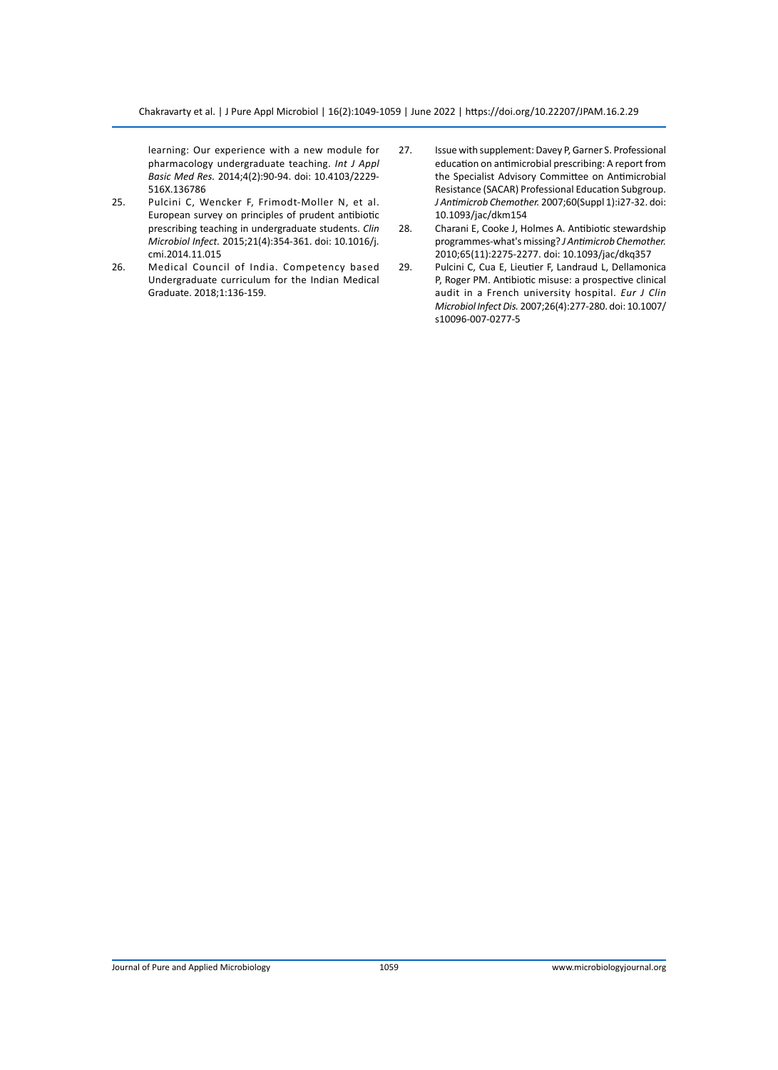learning: Our experience with a new module for pharmacology undergraduate teaching. *Int J Appl Basic Med Res.* 2014;4(2):90-94. doi: 10.4103/2229-516X.136786

25. Pulcini C, Wencker F, Frimodt-Moller N, et al. European survey on principles of prudent antibiotic prescribing teaching in undergraduate students. *Clin Microbiol Infect.* 2015;21(4):354-361. doi: 10.1016/j.cmi.2014.11.015
26. Medical Council of India. Competency based Undergraduate curriculum for the Indian Medical Graduate. 2018;1:136-159.
27. Issue with supplement: Davey P, Garner S. Professional education on antimicrobial prescribing: A report from the Specialist Advisory Committee on Antimicrobial Resistance (SACAR) Professional Education Subgroup. *J Antimicrob Chemother.* 2007;60(Suppl 1):i27-32. doi: 10.1093/jac/dkm154
28. Charani E, Cooke J, Holmes A. Antibiotic stewardship programmes-what's missing? *J Antimicrob Chemother.* 2010;65(11):2275-2277. doi: 10.1093/jac/dkq357
29. Pulcini C, Cua E, Lieutier F, Landraud L, Dellamonica P, Roger PM. Antibiotic misuse: a prospective clinical audit in a French university hospital. *Eur J Clin Microbiol Infect Dis.* 2007;26(4):277-280. doi: 10.1007/s10096-007-0277-5